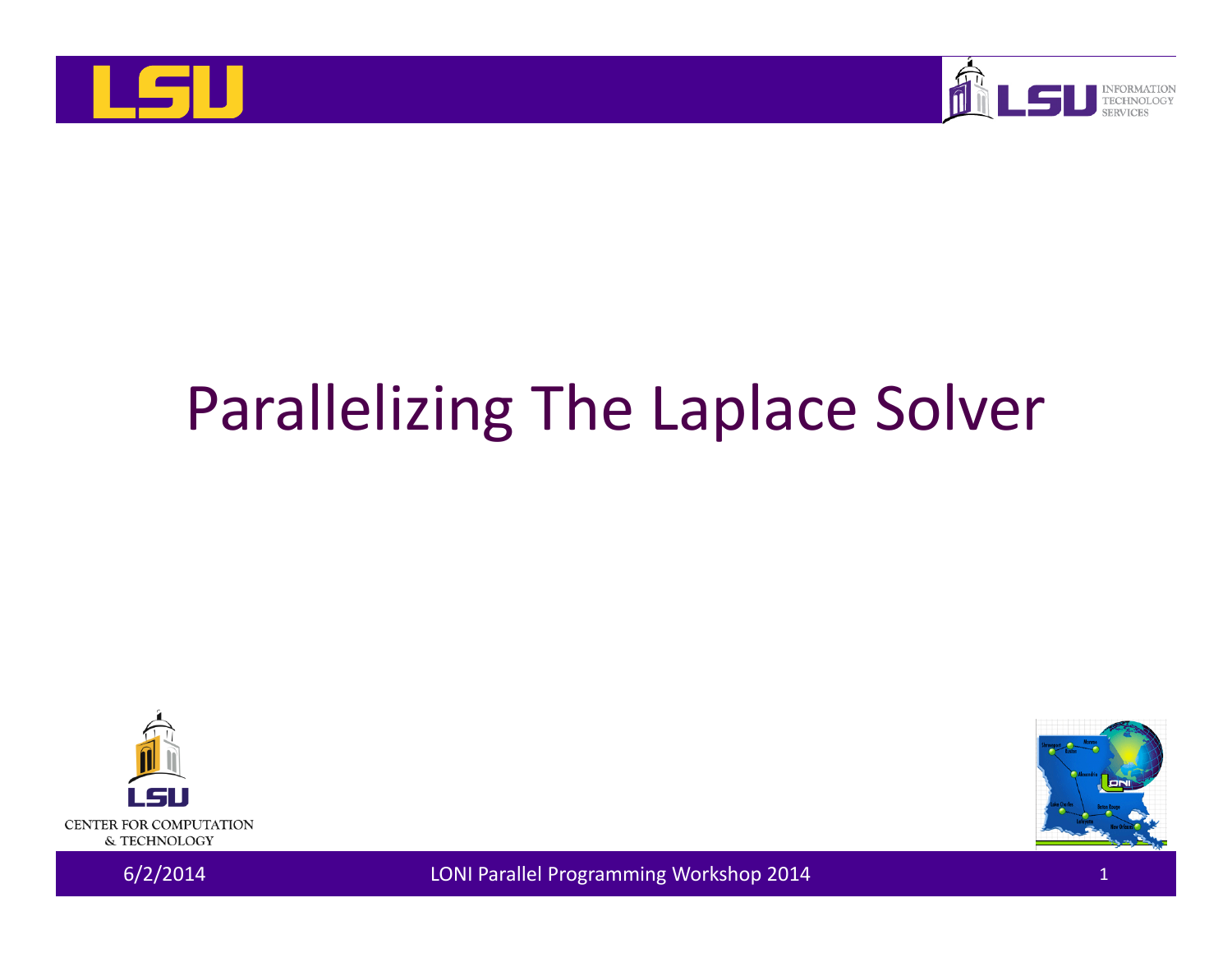# Parallelizing The Laplace Solver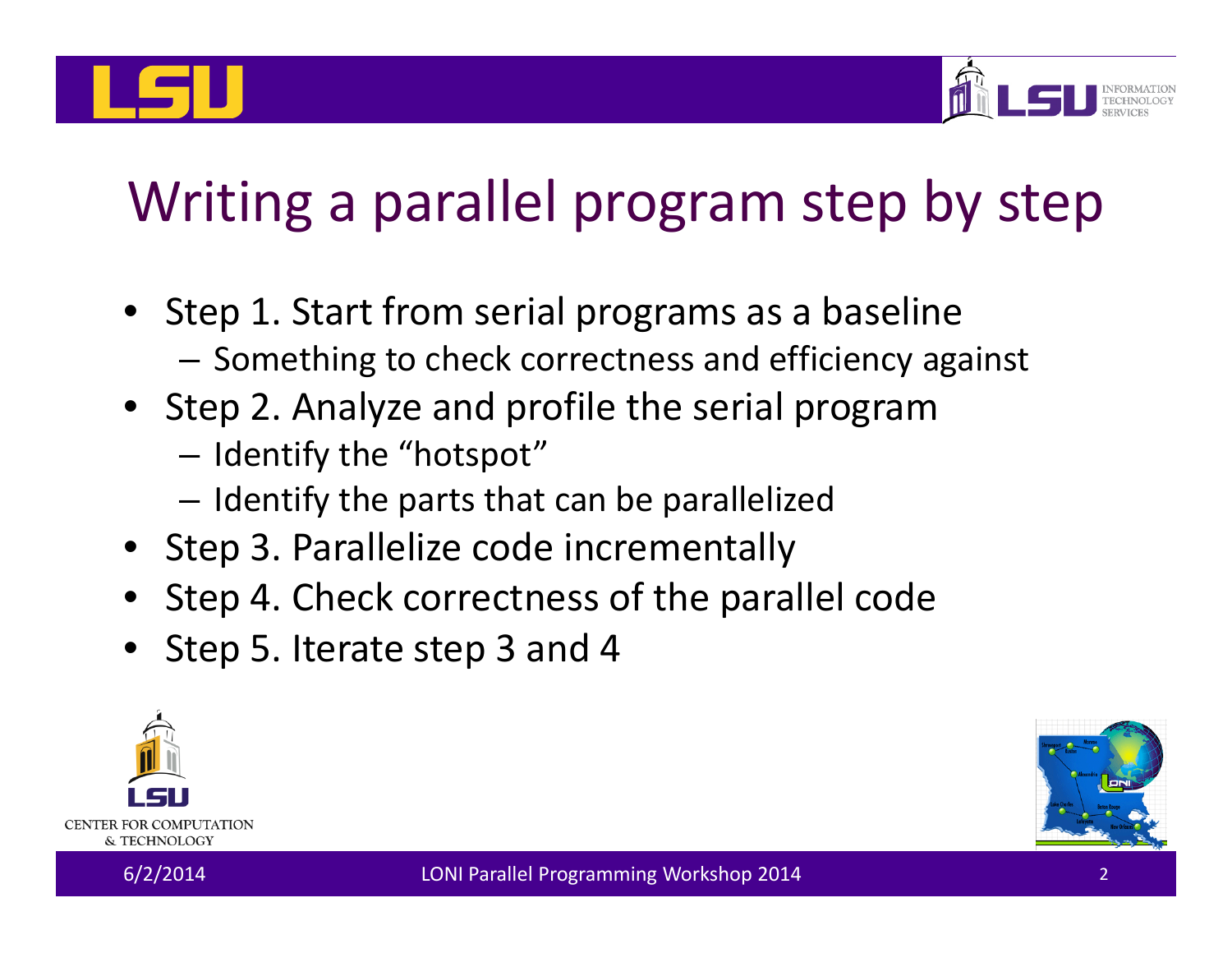# Writing a parallel program step by step

- Step 1. Start from serial programs as a baseline
  - Something to check correctness and efficiency against
- Step 2. Analyze and profile the serial program
  - Identify the "hotspot"
  - Identify the parts that can be parallelized
- Step 3. Parallelize code incrementally
- Step 4. Check correctness of the parallel code
- Step 5. Iterate step 3 and 4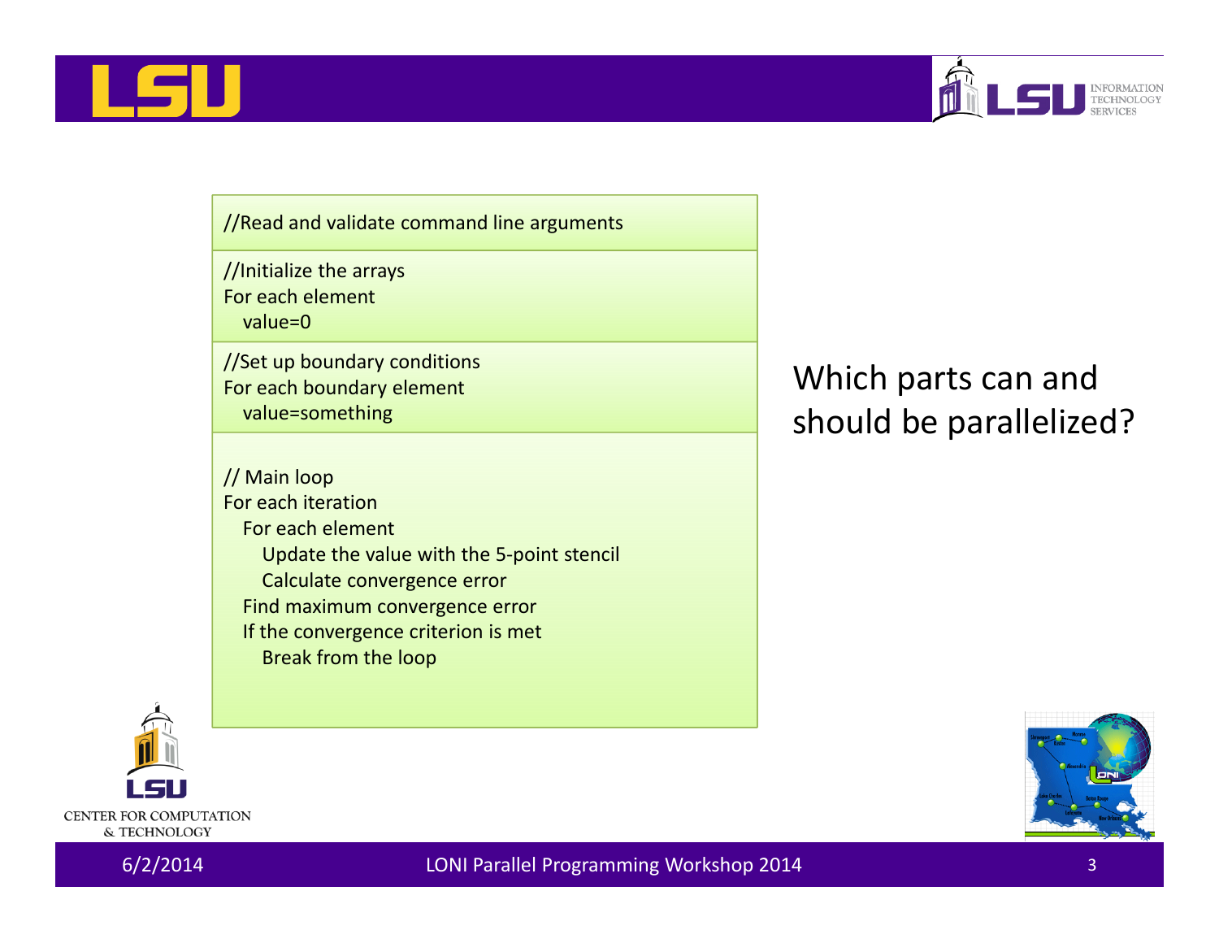```
//Read and validate command line arguments

//Initialize the arrays
For each element
  value=0

//Set up boundary conditions
For each boundary element
  value=something

// Main loop
For each iteration
  For each element
    Update the value with the 5-point stencil
    Calculate convergence error
  Find maximum convergence error
  If the convergence criterion is met
    Break from the loop
```

Which parts can and should be parallelized?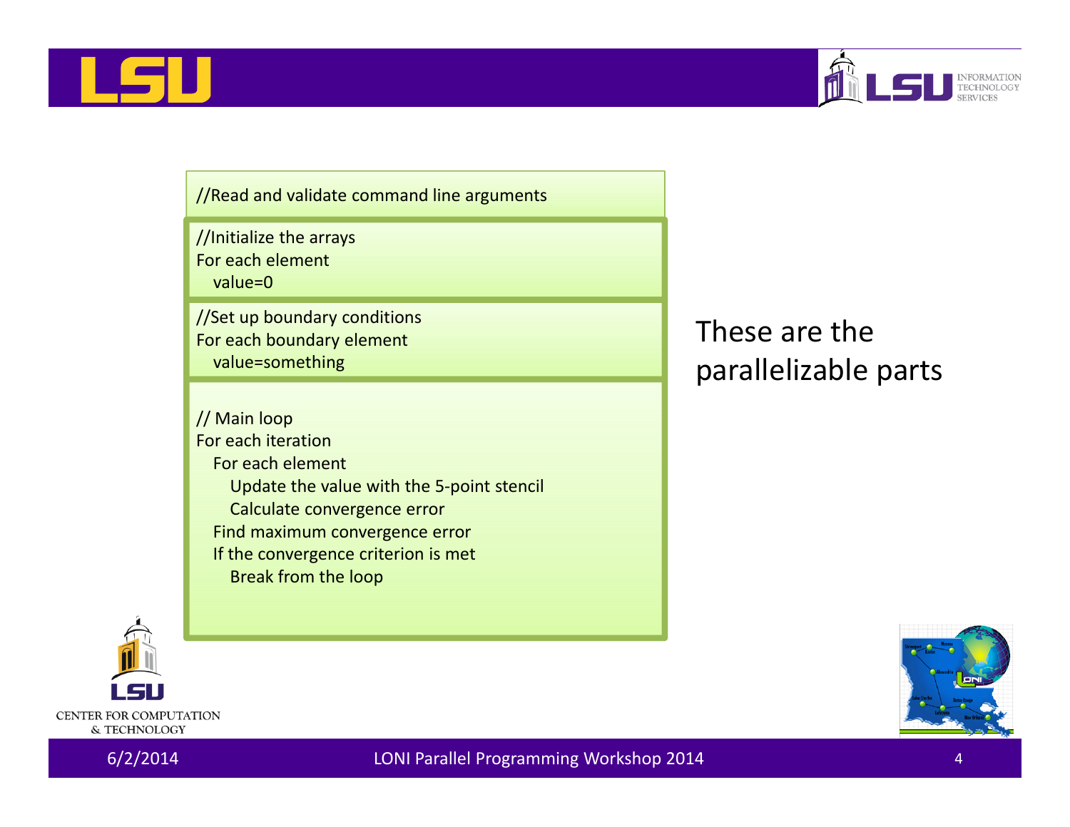```
//Read and validate command line arguments
```

```
//Initialize the arrays
For each element
  value=0
```

```
//Set up boundary conditions
For each boundary element
  value=something
```

```
// Main loop
For each iteration
  For each element
    Update the value with the 5-point stencil
    Calculate convergence error
  Find maximum convergence error
  If the convergence criterion is met
    Break from the loop
```

These are the parallelizable parts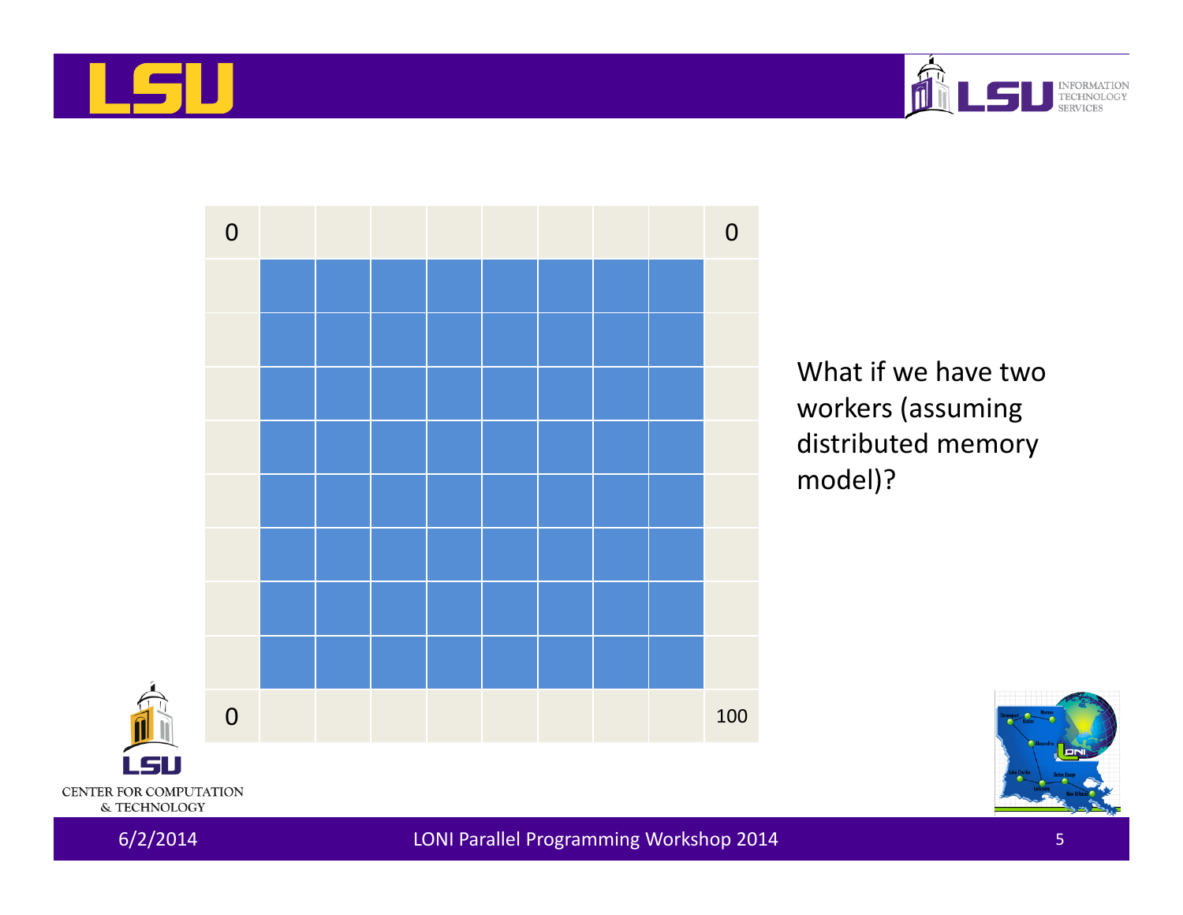| 0 | | | | | | | | 0 |
|---|---|---|---|---|---|---|---|---|
| | | | | | | | | |
| | | | | | | | | |
| | | | | | | | | |
| | | | | | | | | |
| | | | | | | | | |
| | | | | | | | | |
| | | | | | | | | |
| | | | | | | | | |
| 0 | | | | | | | | 100 |

What if we have two workers (assuming distributed memory model)?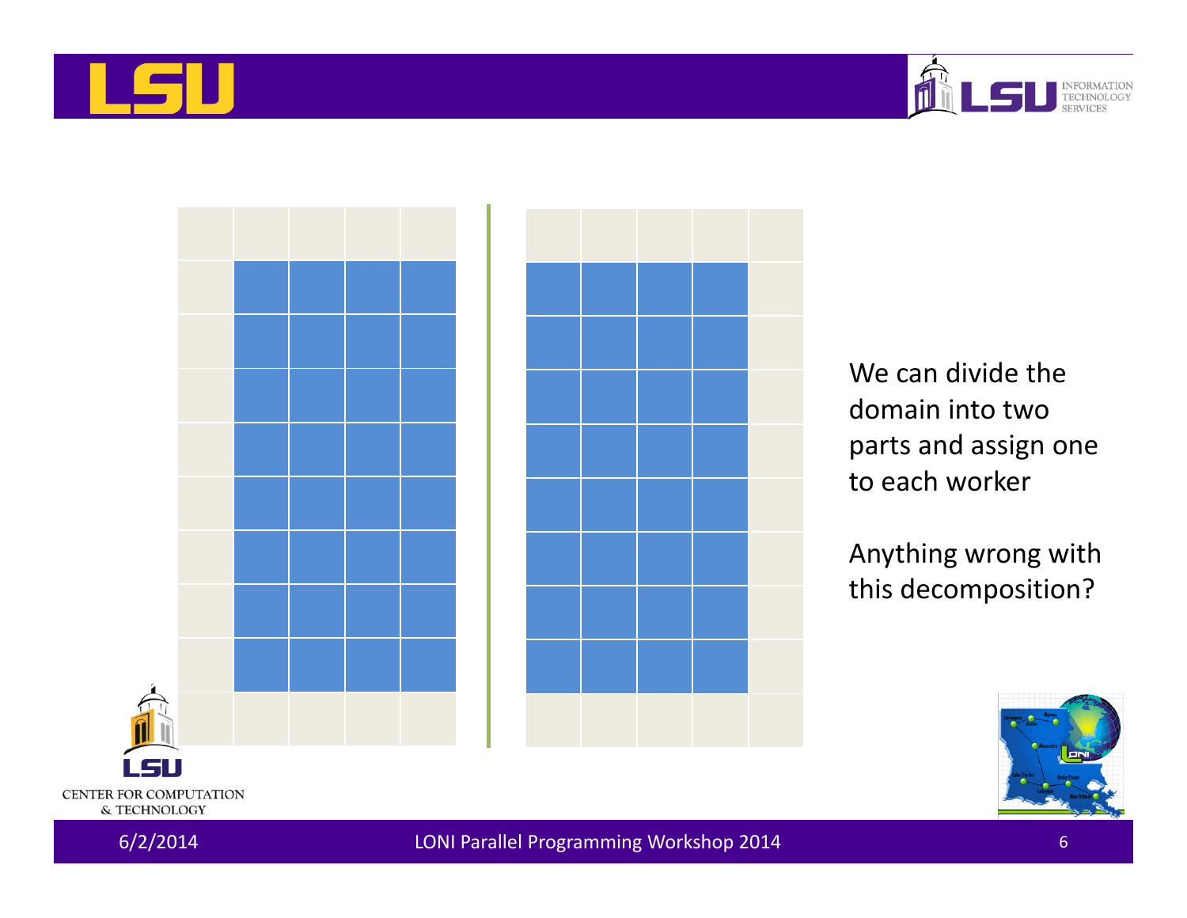We can divide the domain into two parts and assign one to each worker

Anything wrong with this decomposition?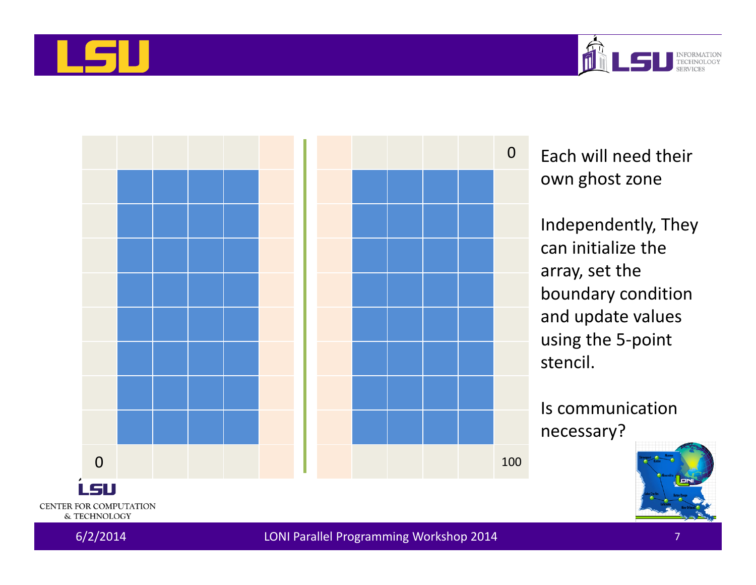Each will need their own ghost zone

Independently, They can initialize the array, set the boundary condition and update values using the 5-point stencil.

Is communication necessary?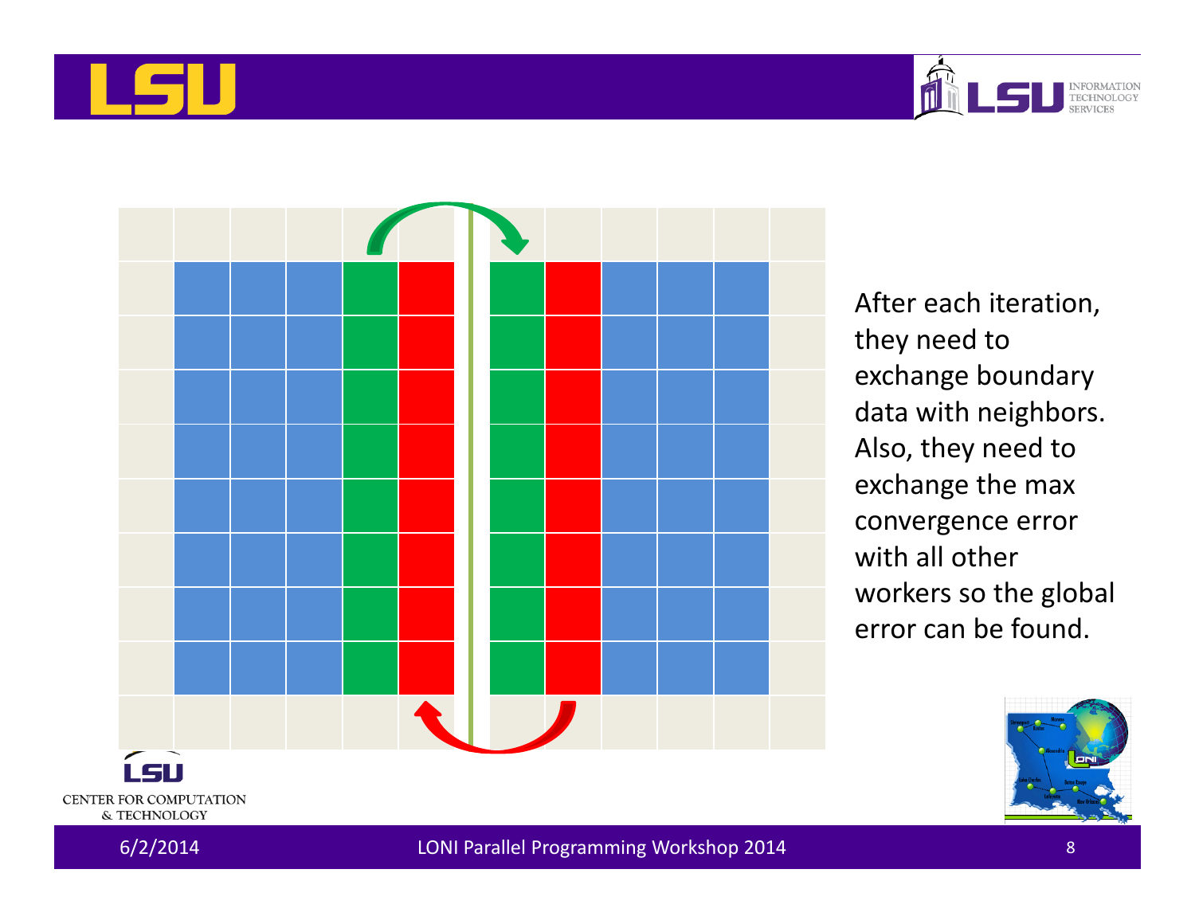After each iteration, they need to exchange boundary data with neighbors. Also, they need to exchange the max convergence error with all other workers so the global error can be found.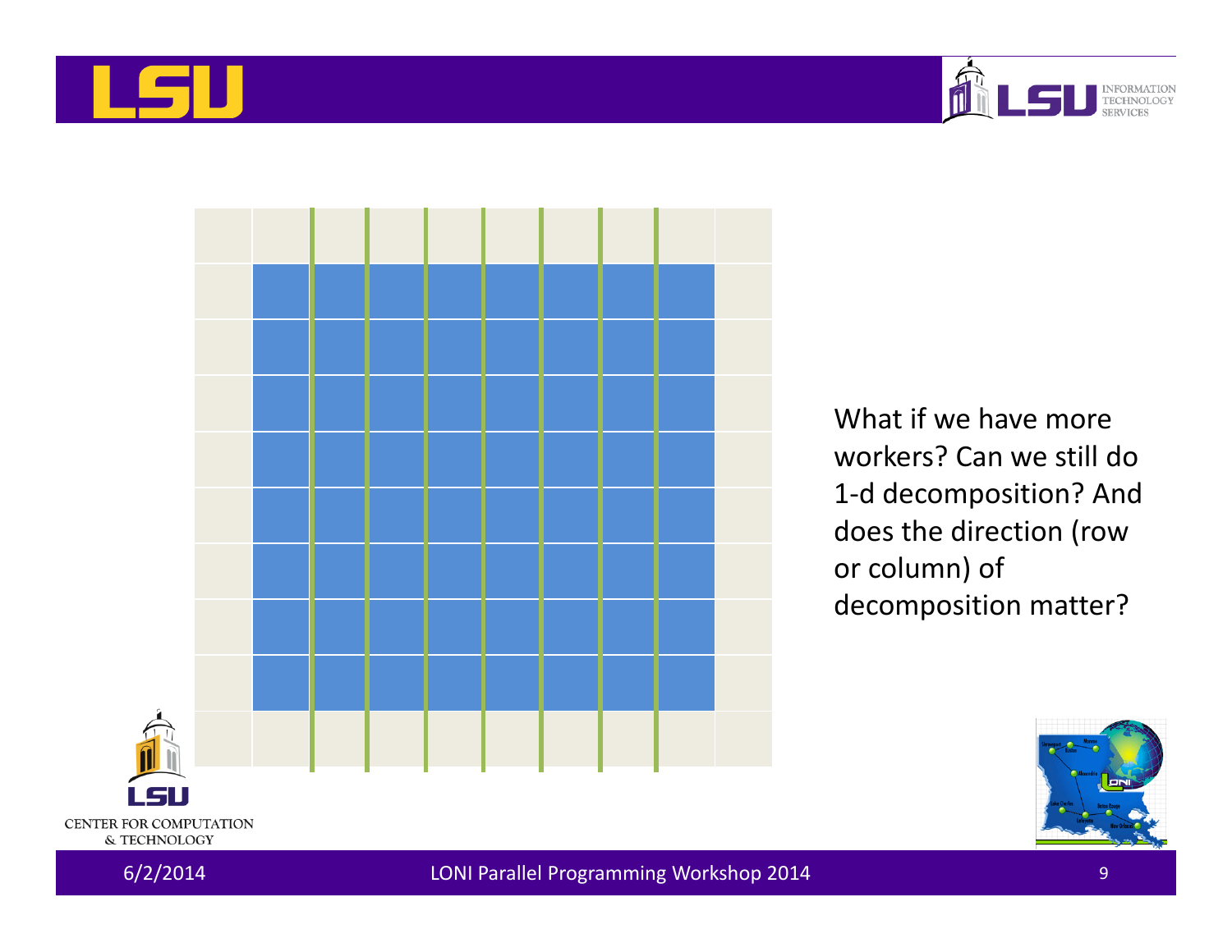What if we have more workers? Can we still do 1-d decomposition? And does the direction (row or column) of decomposition matter?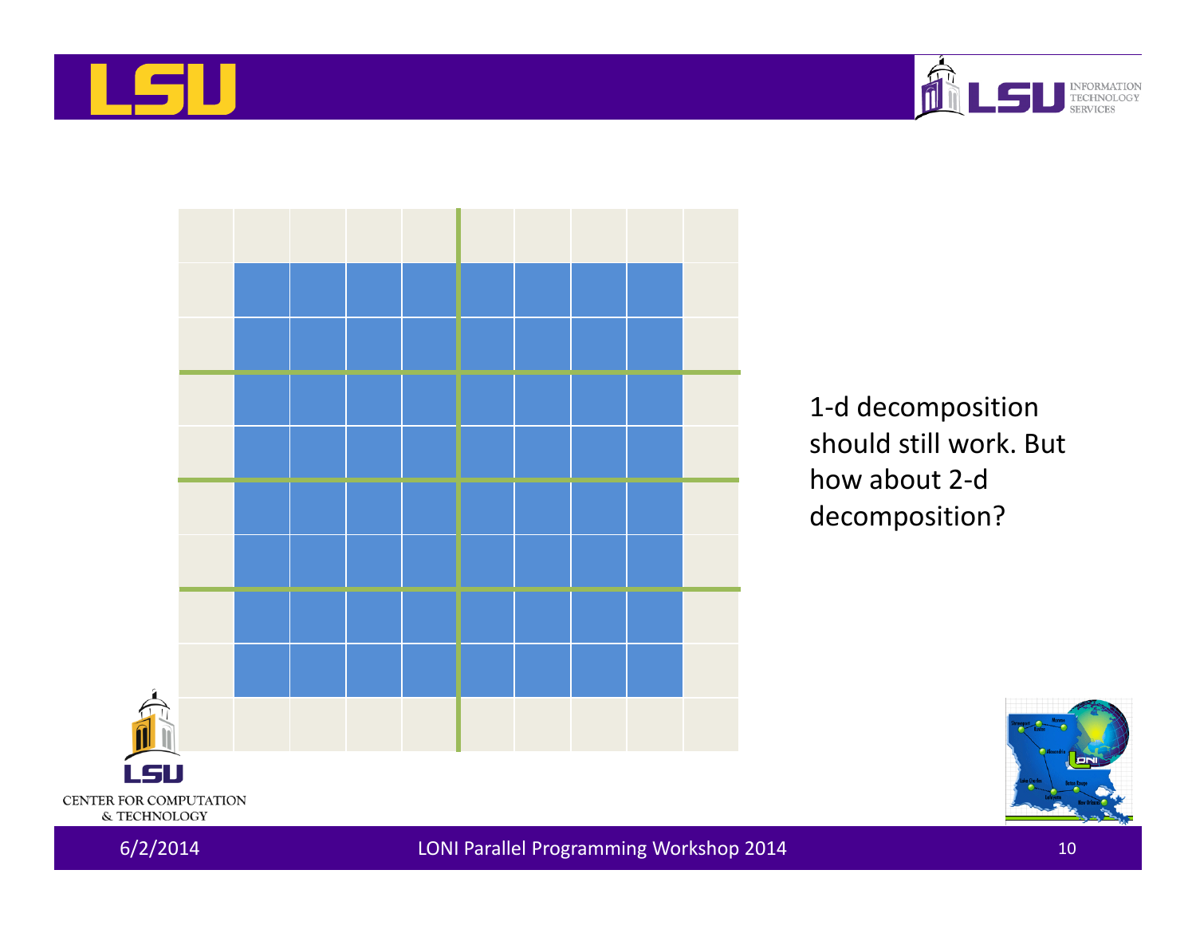1-d decomposition should still work. But how about 2-d decomposition?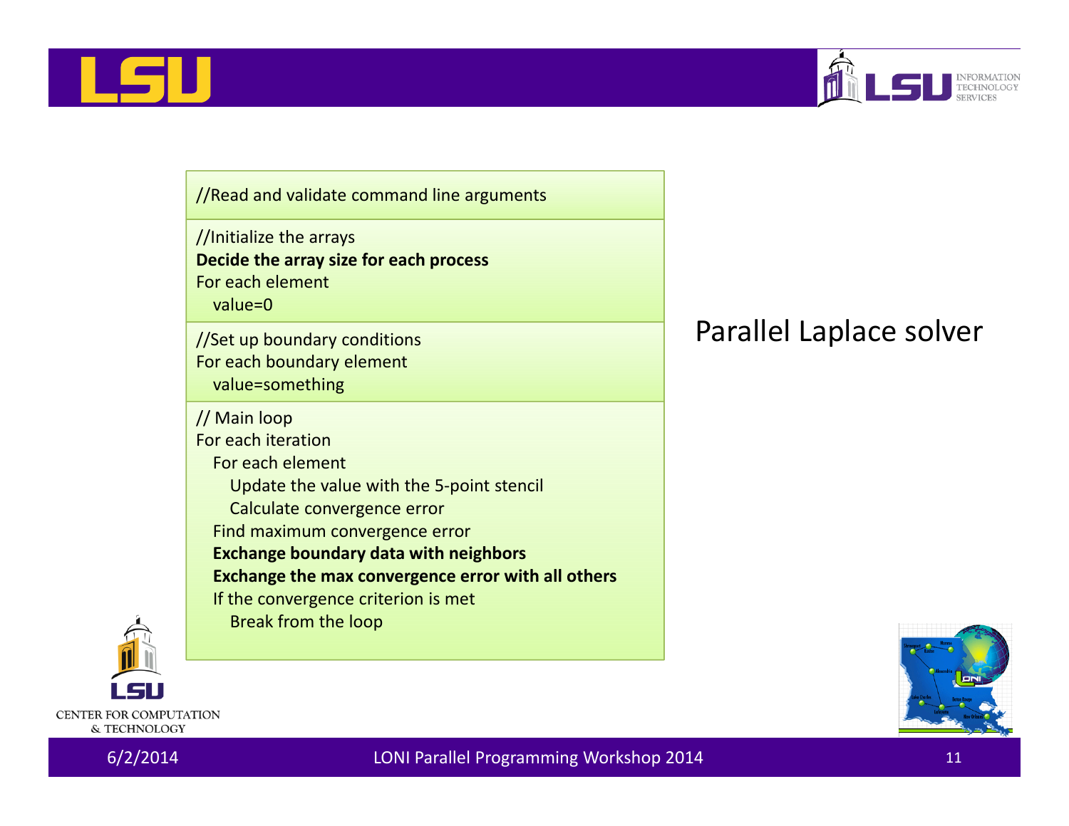## Parallel Laplace solver

```
//Read and validate command line arguments

//Initialize the arrays
Decide the array size for each process
For each element
  value=0

//Set up boundary conditions
For each boundary element
  value=something

// Main loop
For each iteration
  For each element
    Update the value with the 5-point stencil
    Calculate convergence error
  Find maximum convergence error
  Exchange boundary data with neighbors
  Exchange the max convergence error with all others
  If the convergence criterion is met
    Break from the loop
```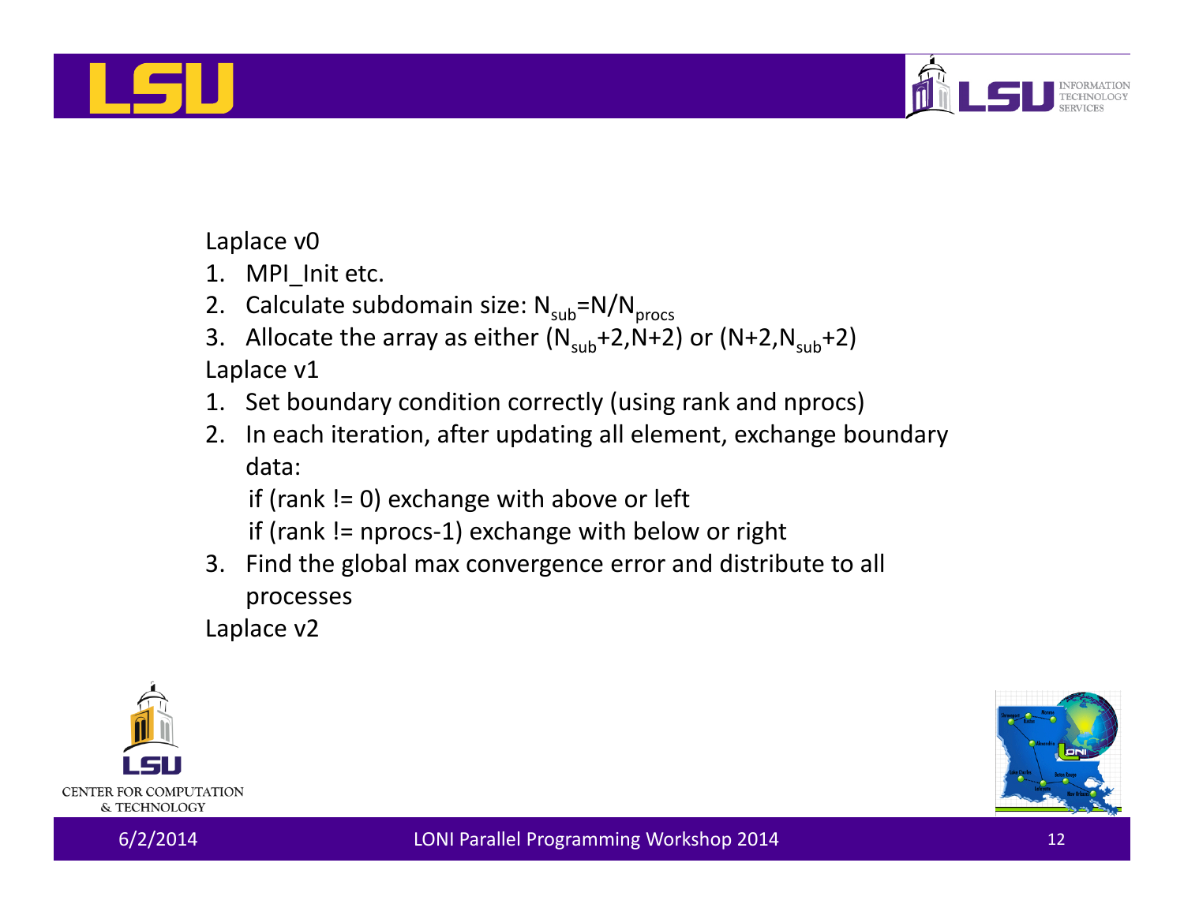Laplace v0

1. MPI_Init etc.
2. Calculate subdomain size: $N_{sub}=N/N_{procs}$
3. Allocate the array as either ($N_{sub}$+2,N+2) or (N+2,$N_{sub}$+2)

Laplace v1

1. Set boundary condition correctly (using rank and nprocs)
2. In each iteration, after updating all element, exchange boundary data:
   if (rank != 0) exchange with above or left
   if (rank != nprocs-1) exchange with below or right
3. Find the global max convergence error and distribute to all processes

Laplace v2